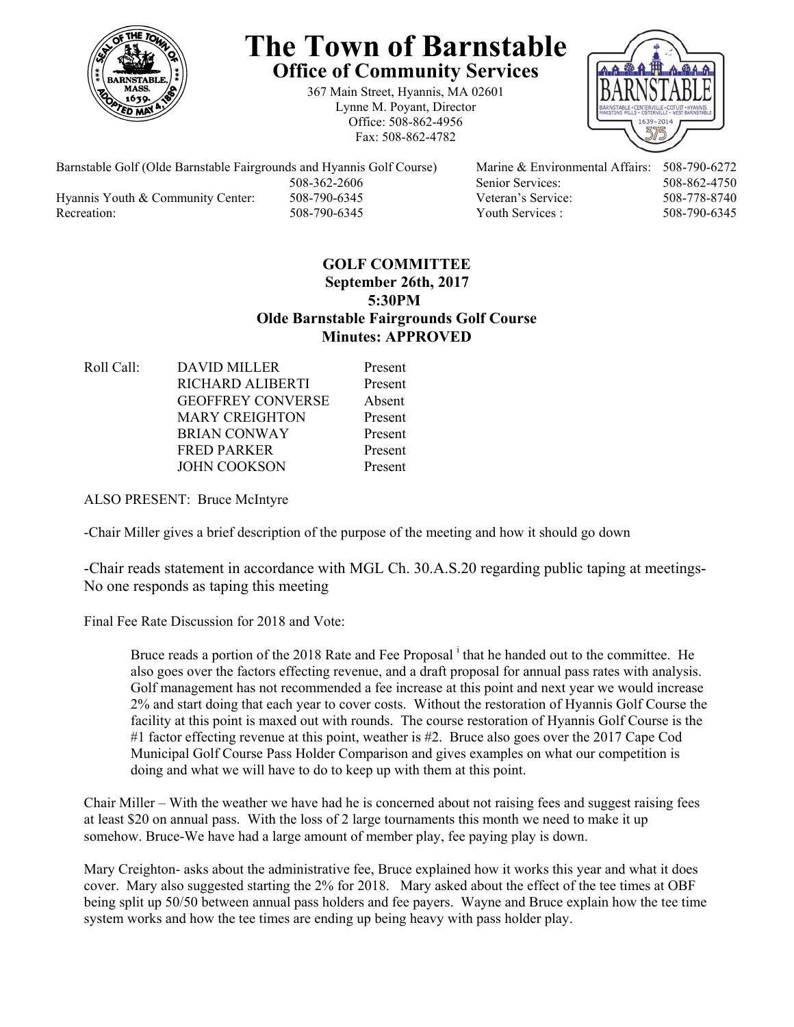# The Town of Barnstable

## Office of Community Services

367 Main Street, Hyannis, MA 02601
Lynne M. Poyant, Director
Office: 508-862-4956
Fax: 508-862-4782

| | | | |
|---|---|---|---|
| Barnstable Golf (Olde Barnstable Fairgrounds and Hyannis Golf Course) | 508-362-2606 | Marine & Environmental Affairs: | 508-790-6272 |
| | | Senior Services: | 508-862-4750 |
| Hyannis Youth & Community Center: | 508-790-6345 | Veteran's Service: | 508-778-8740 |
| Recreation: | 508-790-6345 | Youth Services : | 508-790-6345 |

**GOLF COMMITTEE**
**September 26th, 2017**
**5:30PM**
**Olde Barnstable Fairgrounds Golf Course**
**Minutes: APPROVED**

| Roll Call: | | |
|---|---|---|
| | DAVID MILLER | Present |
| | RICHARD ALIBERTI | Present |
| | GEOFFREY CONVERSE | Absent |
| | MARY CREIGHTON | Present |
| | BRIAN CONWAY | Present |
| | FRED PARKER | Present |
| | JOHN COOKSON | Present |

ALSO PRESENT: Bruce McIntyre

-Chair Miller gives a brief description of the purpose of the meeting and how it should go down

-Chair reads statement in accordance with MGL Ch. 30.A.S.20 regarding public taping at meetings- No one responds as taping this meeting

Final Fee Rate Discussion for 2018 and Vote:

> Bruce reads a portion of the 2018 Rate and Fee Proposal [i] that he handed out to the committee. He also goes over the factors effecting revenue, and a draft proposal for annual pass rates with analysis. Golf management has not recommended a fee increase at this point and next year we would increase 2% and start doing that each year to cover costs. Without the restoration of Hyannis Golf Course the facility at this point is maxed out with rounds. The course restoration of Hyannis Golf Course is the #1 factor effecting revenue at this point, weather is #2. Bruce also goes over the 2017 Cape Cod Municipal Golf Course Pass Holder Comparison and gives examples on what our competition is doing and what we will have to do to keep up with them at this point.

Chair Miller – With the weather we have had he is concerned about not raising fees and suggest raising fees at least $20 on annual pass. With the loss of 2 large tournaments this month we need to make it up somehow. Bruce-We have had a large amount of member play, fee paying play is down.

Mary Creighton- asks about the administrative fee, Bruce explained how it works this year and what it does cover. Mary also suggested starting the 2% for 2018. Mary asked about the effect of the tee times at OBF being split up 50/50 between annual pass holders and fee payers. Wayne and Bruce explain how the tee time system works and how the tee times are ending up being heavy with pass holder play.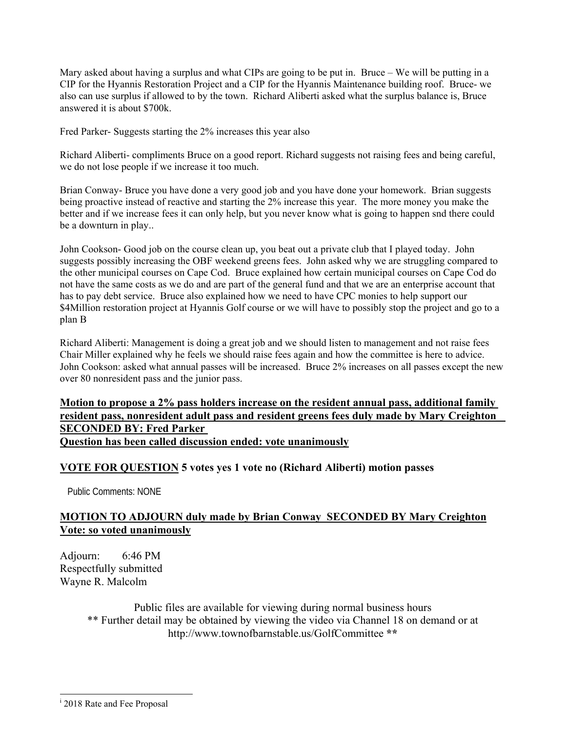Mary asked about having a surplus and what CIPs are going to be put in. Bruce – We will be putting in a CIP for the Hyannis Restoration Project and a CIP for the Hyannis Maintenance building roof. Bruce- we also can use surplus if allowed to by the town. Richard Aliberti asked what the surplus balance is, Bruce answered it is about $700k.

Fred Parker- Suggests starting the 2% increases this year also

Richard Aliberti- compliments Bruce on a good report. Richard suggests not raising fees and being careful, we do not lose people if we increase it too much.

Brian Conway- Bruce you have done a very good job and you have done your homework. Brian suggests being proactive instead of reactive and starting the 2% increase this year. The more money you make the better and if we increase fees it can only help, but you never know what is going to happen snd there could be a downturn in play..

John Cookson- Good job on the course clean up, you beat out a private club that I played today. John suggests possibly increasing the OBF weekend greens fees. John asked why we are struggling compared to the other municipal courses on Cape Cod. Bruce explained how certain municipal courses on Cape Cod do not have the same costs as we do and are part of the general fund and that we are an enterprise account that has to pay debt service. Bruce also explained how we need to have CPC monies to help support our $4Million restoration project at Hyannis Golf course or we will have to possibly stop the project and go to a plan B

Richard Aliberti: Management is doing a great job and we should listen to management and not raise fees
Chair Miller explained why he feels we should raise fees again and how the committee is here to advice.
John Cookson: asked what annual passes will be increased. Bruce 2% increases on all passes except the new over 80 nonresident pass and the junior pass.

**Motion to propose a 2% pass holders increase on the resident annual pass, additional family resident pass, nonresident adult pass and resident greens fees duly made by Mary Creighton**
**SECONDED BY: Fred Parker**
**Question has been called discussion ended: vote unanimously**

**VOTE FOR QUESTION 5 votes yes 1 vote no (Richard Aliberti) motion passes**

Public Comments: NONE

**MOTION TO ADJOURN duly made by Brian Conway SECONDED BY Mary Creighton**
**Vote: so voted unanimously**

Adjourn: 6:46 PM
Respectfully submitted
Wayne R. Malcolm

Public files are available for viewing during normal business hours
** Further detail may be obtained by viewing the video via Channel 18 on demand or at http://www.townofbarnstable.us/GolfCommittee **

[i] 2018 Rate and Fee Proposal